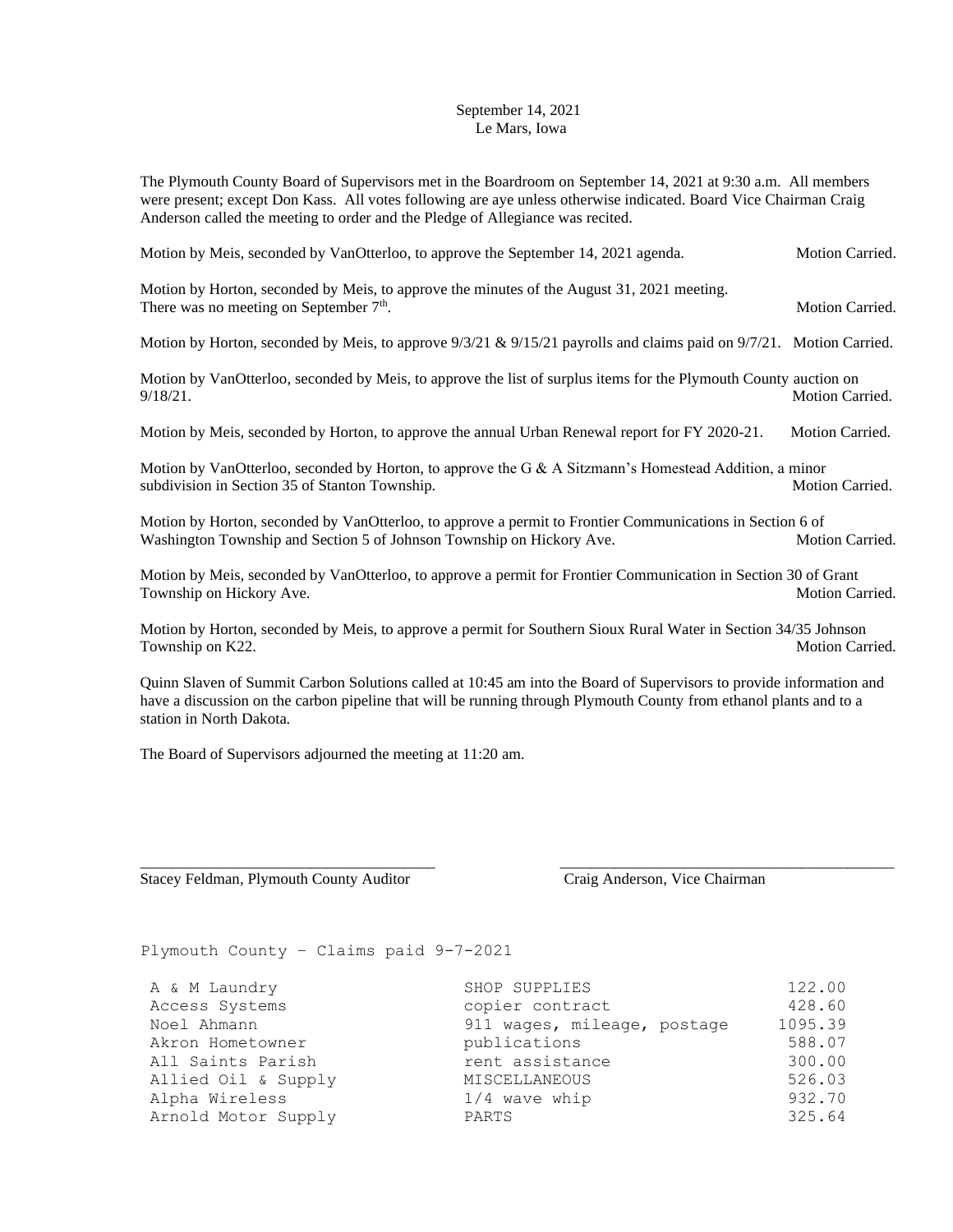September 14, 2021
Le Mars, Iowa

The Plymouth County Board of Supervisors met in the Boardroom on September 14, 2021 at 9:30 a.m. All members were present; except Don Kass. All votes following are aye unless otherwise indicated. Board Vice Chairman Craig Anderson called the meeting to order and the Pledge of Allegiance was recited.

Motion by Meis, seconded by VanOtterloo, to approve the September 14, 2021 agenda. Motion Carried.

Motion by Horton, seconded by Meis, to approve the minutes of the August 31, 2021 meeting. There was no meeting on September 7th. Motion Carried.

Motion by Horton, seconded by Meis, to approve 9/3/21 & 9/15/21 payrolls and claims paid on 9/7/21. Motion Carried.

Motion by VanOtterloo, seconded by Meis, to approve the list of surplus items for the Plymouth County auction on 9/18/21. Motion Carried.

Motion by Meis, seconded by Horton, to approve the annual Urban Renewal report for FY 2020-21. Motion Carried.

Motion by VanOtterloo, seconded by Horton, to approve the G & A Sitzmann's Homestead Addition, a minor subdivision in Section 35 of Stanton Township. Motion Carried.

Motion by Horton, seconded by VanOtterloo, to approve a permit to Frontier Communications in Section 6 of Washington Township and Section 5 of Johnson Township on Hickory Ave. Motion Carried.

Motion by Meis, seconded by VanOtterloo, to approve a permit for Frontier Communication in Section 30 of Grant Township on Hickory Ave. Motion Carried.

Motion by Horton, seconded by Meis, to approve a permit for Southern Sioux Rural Water in Section 34/35 Johnson Township on K22. Motion Carried.

Quinn Slaven of Summit Carbon Solutions called at 10:45 am into the Board of Supervisors to provide information and have a discussion on the carbon pipeline that will be running through Plymouth County from ethanol plants and to a station in North Dakota.

The Board of Supervisors adjourned the meeting at 11:20 am.

\_\_\_\_\_\_\_\_\_\_\_\_\_\_\_\_\_\_\_\_\_\_\_\_\_\_\_\_\_\_\_\_\_\_\_\_
Stacey Feldman, Plymouth County Auditor

\_\_\_\_\_\_\_\_\_\_\_\_\_\_\_\_\_\_\_\_\_\_\_\_\_\_\_\_\_\_\_\_\_\_\_\_
Craig Anderson, Vice Chairman

Plymouth County - Claims paid 9-7-2021

| | | |
|---|---|---|
| A & M Laundry | SHOP SUPPLIES | 122.00 |
| Access Systems | copier contract | 428.60 |
| Noel Ahmann | 911 wages, mileage, postage | 1095.39 |
| Akron Hometowner | publications | 588.07 |
| All Saints Parish | rent assistance | 300.00 |
| Allied Oil & Supply | MISCELLANEOUS | 526.03 |
| Alpha Wireless | 1/4 wave whip | 932.70 |
| Arnold Motor Supply | PARTS | 325.64 |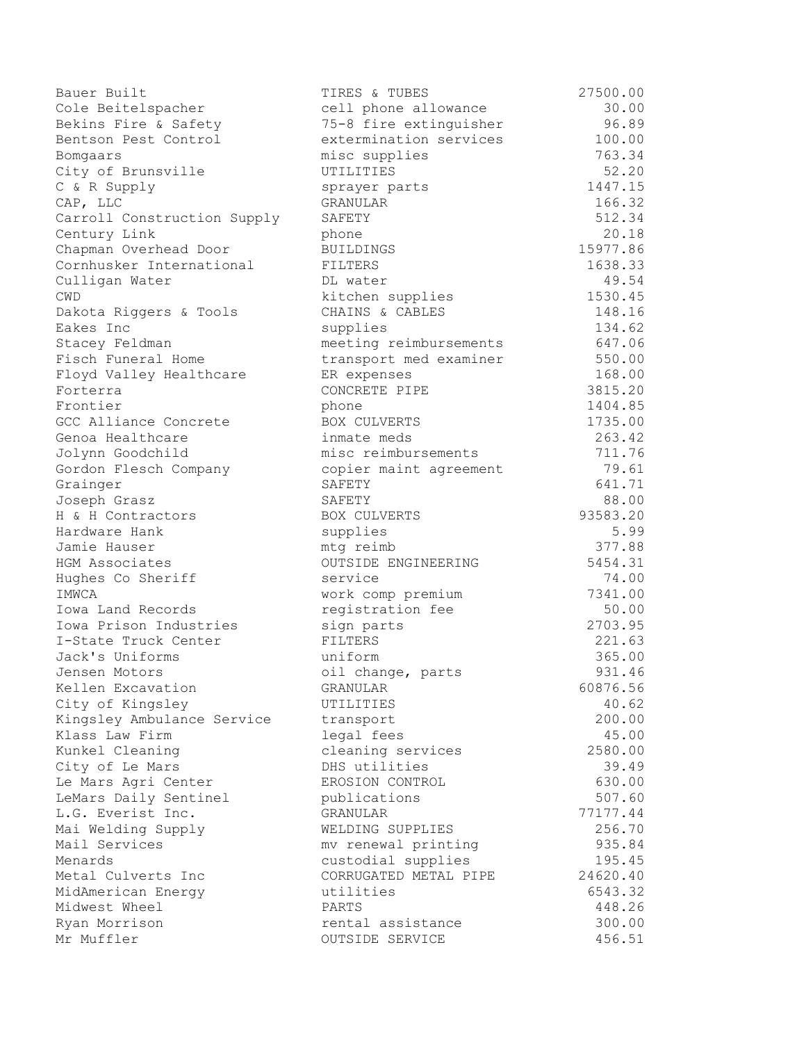| | | |
|---|---|---|
| Bauer Built | TIRES & TUBES | 27500.00 |
| Cole Beitelspacher | cell phone allowance | 30.00 |
| Bekins Fire & Safety | 75-8 fire extinguisher | 96.89 |
| Bentson Pest Control | extermination services | 100.00 |
| Bomgaars | misc supplies | 763.34 |
| City of Brunsville | UTILITIES | 52.20 |
| C & R Supply | sprayer parts | 1447.15 |
| CAP, LLC | GRANULAR | 166.32 |
| Carroll Construction Supply | SAFETY | 512.34 |
| Century Link | phone | 20.18 |
| Chapman Overhead Door | BUILDINGS | 15977.86 |
| Cornhusker International | FILTERS | 1638.33 |
| Culligan Water | DL water | 49.54 |
| CWD | kitchen supplies | 1530.45 |
| Dakota Riggers & Tools | CHAINS & CABLES | 148.16 |
| Eakes Inc | supplies | 134.62 |
| Stacey Feldman | meeting reimbursements | 647.06 |
| Fisch Funeral Home | transport med examiner | 550.00 |
| Floyd Valley Healthcare | ER expenses | 168.00 |
| Forterra | CONCRETE PIPE | 3815.20 |
| Frontier | phone | 1404.85 |
| GCC Alliance Concrete | BOX CULVERTS | 1735.00 |
| Genoa Healthcare | inmate meds | 263.42 |
| Jolynn Goodchild | misc reimbursements | 711.76 |
| Gordon Flesch Company | copier maint agreement | 79.61 |
| Grainger | SAFETY | 641.71 |
| Joseph Grasz | SAFETY | 88.00 |
| H & H Contractors | BOX CULVERTS | 93583.20 |
| Hardware Hank | supplies | 5.99 |
| Jamie Hauser | mtg reimb | 377.88 |
| HGM Associates | OUTSIDE ENGINEERING | 5454.31 |
| Hughes Co Sheriff | service | 74.00 |
| IMWCA | work comp premium | 7341.00 |
| Iowa Land Records | registration fee | 50.00 |
| Iowa Prison Industries | sign parts | 2703.95 |
| I-State Truck Center | FILTERS | 221.63 |
| Jack's Uniforms | uniform | 365.00 |
| Jensen Motors | oil change, parts | 931.46 |
| Kellen Excavation | GRANULAR | 60876.56 |
| City of Kingsley | UTILITIES | 40.62 |
| Kingsley Ambulance Service | transport | 200.00 |
| Klass Law Firm | legal fees | 45.00 |
| Kunkel Cleaning | cleaning services | 2580.00 |
| City of Le Mars | DHS utilities | 39.49 |
| Le Mars Agri Center | EROSION CONTROL | 630.00 |
| LeMars Daily Sentinel | publications | 507.60 |
| L.G. Everist Inc. | GRANULAR | 77177.44 |
| Mai Welding Supply | WELDING SUPPLIES | 256.70 |
| Mail Services | mv renewal printing | 935.84 |
| Menards | custodial supplies | 195.45 |
| Metal Culverts Inc | CORRUGATED METAL PIPE | 24620.40 |
| MidAmerican Energy | utilities | 6543.32 |
| Midwest Wheel | PARTS | 448.26 |
| Ryan Morrison | rental assistance | 300.00 |
| Mr Muffler | OUTSIDE SERVICE | 456.51 |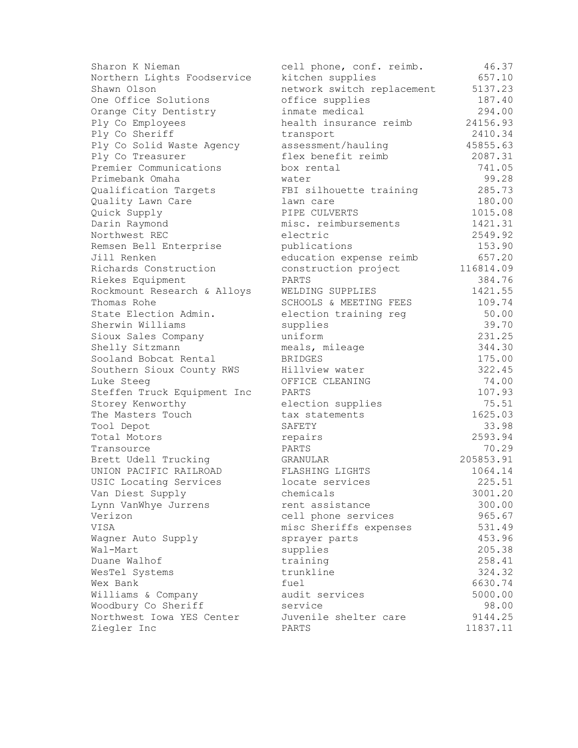| | | |
|---|---|---|
| Sharon K Nieman | cell phone, conf. reimb. | 46.37 |
| Northern Lights Foodservice | kitchen supplies | 657.10 |
| Shawn Olson | network switch replacement | 5137.23 |
| One Office Solutions | office supplies | 187.40 |
| Orange City Dentistry | inmate medical | 294.00 |
| Ply Co Employees | health insurance reimb | 24156.93 |
| Ply Co Sheriff | transport | 2410.34 |
| Ply Co Solid Waste Agency | assessment/hauling | 45855.63 |
| Ply Co Treasurer | flex benefit reimb | 2087.31 |
| Premier Communications | box rental | 741.05 |
| Primebank Omaha | water | 99.28 |
| Qualification Targets | FBI silhouette training | 285.73 |
| Quality Lawn Care | lawn care | 180.00 |
| Quick Supply | PIPE CULVERTS | 1015.08 |
| Darin Raymond | misc. reimbursements | 1421.31 |
| Northwest REC | electric | 2549.92 |
| Remsen Bell Enterprise | publications | 153.90 |
| Jill Renken | education expense reimb | 657.20 |
| Richards Construction | construction project | 116814.09 |
| Riekes Equipment | PARTS | 384.76 |
| Rockmount Research & Alloys | WELDING SUPPLIES | 1421.55 |
| Thomas Rohe | SCHOOLS & MEETING FEES | 109.74 |
| State Election Admin. | election training reg | 50.00 |
| Sherwin Williams | supplies | 39.70 |
| Sioux Sales Company | uniform | 231.25 |
| Shelly Sitzmann | meals, mileage | 344.30 |
| Sooland Bobcat Rental | BRIDGES | 175.00 |
| Southern Sioux County RWS | Hillview water | 322.45 |
| Luke Steeg | OFFICE CLEANING | 74.00 |
| Steffen Truck Equipment Inc | PARTS | 107.93 |
| Storey Kenworthy | election supplies | 75.51 |
| The Masters Touch | tax statements | 1625.03 |
| Tool Depot | SAFETY | 33.98 |
| Total Motors | repairs | 2593.94 |
| Transource | PARTS | 70.29 |
| Brett Udell Trucking | GRANULAR | 205853.91 |
| UNION PACIFIC RAILROAD | FLASHING LIGHTS | 1064.14 |
| USIC Locating Services | locate services | 225.51 |
| Van Diest Supply | chemicals | 3001.20 |
| Lynn VanWhye Jurrens | rent assistance | 300.00 |
| Verizon | cell phone services | 965.67 |
| VISA | misc Sheriffs expenses | 531.49 |
| Wagner Auto Supply | sprayer parts | 453.96 |
| Wal-Mart | supplies | 205.38 |
| Duane Walhof | training | 258.41 |
| WesTel Systems | trunkline | 324.32 |
| Wex Bank | fuel | 6630.74 |
| Williams & Company | audit services | 5000.00 |
| Woodbury Co Sheriff | service | 98.00 |
| Northwest Iowa YES Center | Juvenile shelter care | 9144.25 |
| Ziegler Inc | PARTS | 11837.11 |